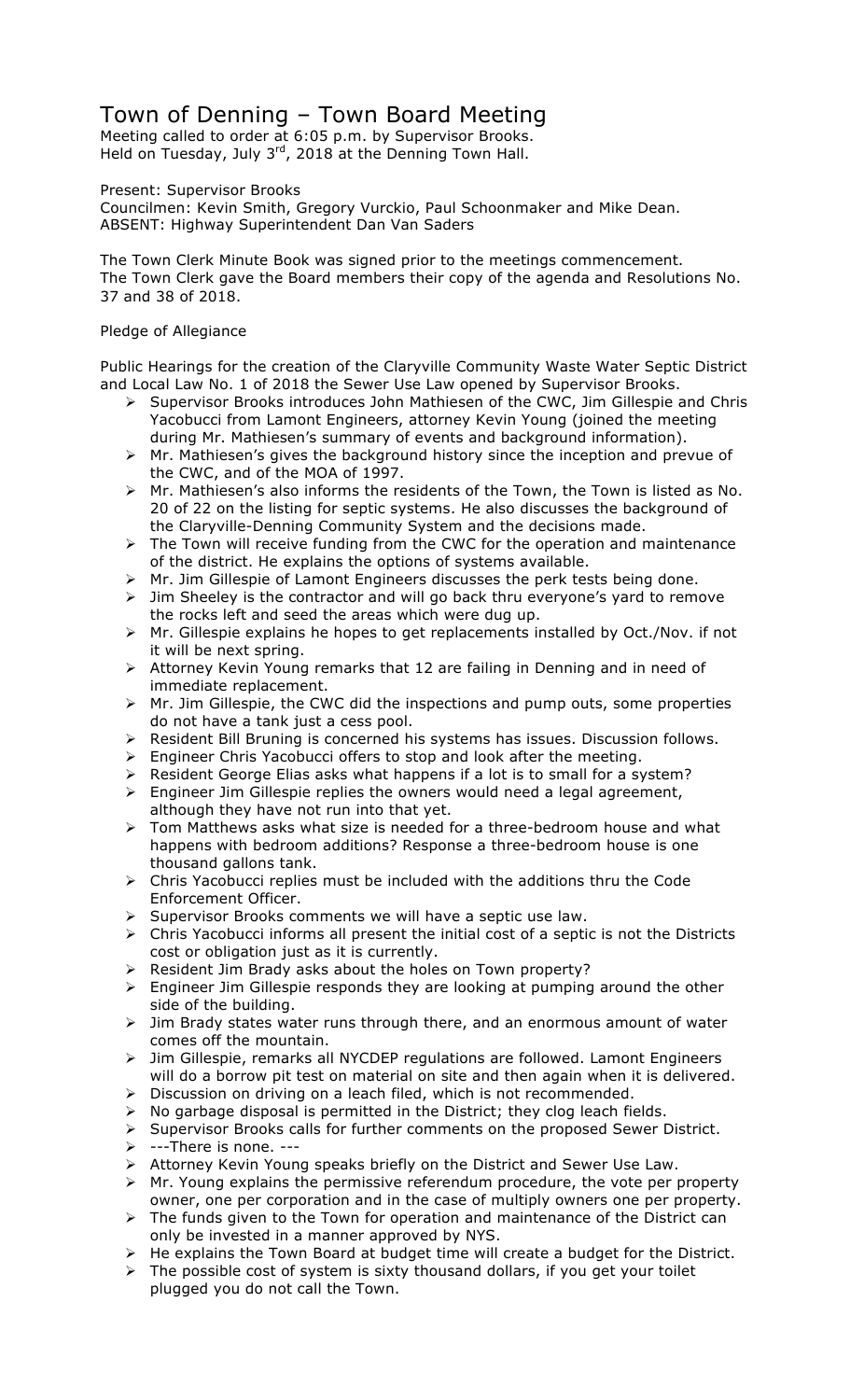# Town of Denning – Town Board Meeting

Meeting called to order at 6:05 p.m. by Supervisor Brooks.
Held on Tuesday, July 3rd, 2018 at the Denning Town Hall.

Present: Supervisor Brooks
Councilmen: Kevin Smith, Gregory Vurckio, Paul Schoonmaker and Mike Dean.
ABSENT: Highway Superintendent Dan Van Saders

The Town Clerk Minute Book was signed prior to the meetings commencement.
The Town Clerk gave the Board members their copy of the agenda and Resolutions No. 37 and 38 of 2018.

Pledge of Allegiance

Public Hearings for the creation of the Claryville Community Waste Water Septic District and Local Law No. 1 of 2018 the Sewer Use Law opened by Supervisor Brooks.

- Supervisor Brooks introduces John Mathiesen of the CWC, Jim Gillespie and Chris Yacobucci from Lamont Engineers, attorney Kevin Young (joined the meeting during Mr. Mathiesen's summary of events and background information).
- Mr. Mathiesen's gives the background history since the inception and prevue of the CWC, and of the MOA of 1997.
- Mr. Mathiesen's also informs the residents of the Town, the Town is listed as No. 20 of 22 on the listing for septic systems. He also discusses the background of the Claryville-Denning Community System and the decisions made.
- The Town will receive funding from the CWC for the operation and maintenance of the district. He explains the options of systems available.
- Mr. Jim Gillespie of Lamont Engineers discusses the perk tests being done.
- Jim Sheeley is the contractor and will go back thru everyone's yard to remove the rocks left and seed the areas which were dug up.
- Mr. Gillespie explains he hopes to get replacements installed by Oct./Nov. if not it will be next spring.
- Attorney Kevin Young remarks that 12 are failing in Denning and in need of immediate replacement.
- Mr. Jim Gillespie, the CWC did the inspections and pump outs, some properties do not have a tank just a cess pool.
- Resident Bill Bruning is concerned his systems has issues. Discussion follows.
- Engineer Chris Yacobucci offers to stop and look after the meeting.
- Resident George Elias asks what happens if a lot is to small for a system?
- Engineer Jim Gillespie replies the owners would need a legal agreement, although they have not run into that yet.
- Tom Matthews asks what size is needed for a three-bedroom house and what happens with bedroom additions? Response a three-bedroom house is one thousand gallons tank.
- Chris Yacobucci replies must be included with the additions thru the Code Enforcement Officer.
- Supervisor Brooks comments we will have a septic use law.
- Chris Yacobucci informs all present the initial cost of a septic is not the Districts cost or obligation just as it is currently.
- Resident Jim Brady asks about the holes on Town property?
- Engineer Jim Gillespie responds they are looking at pumping around the other side of the building.
- Jim Brady states water runs through there, and an enormous amount of water comes off the mountain.
- Jim Gillespie, remarks all NYCDEP regulations are followed. Lamont Engineers will do a borrow pit test on material on site and then again when it is delivered.
- Discussion on driving on a leach filed, which is not recommended.
- No garbage disposal is permitted in the District; they clog leach fields.
- Supervisor Brooks calls for further comments on the proposed Sewer District.
- ---There is none. ---
- Attorney Kevin Young speaks briefly on the District and Sewer Use Law.
- Mr. Young explains the permissive referendum procedure, the vote per property owner, one per corporation and in the case of multiply owners one per property.
- The funds given to the Town for operation and maintenance of the District can only be invested in a manner approved by NYS.
- He explains the Town Board at budget time will create a budget for the District.
- The possible cost of system is sixty thousand dollars, if you get your toilet plugged you do not call the Town.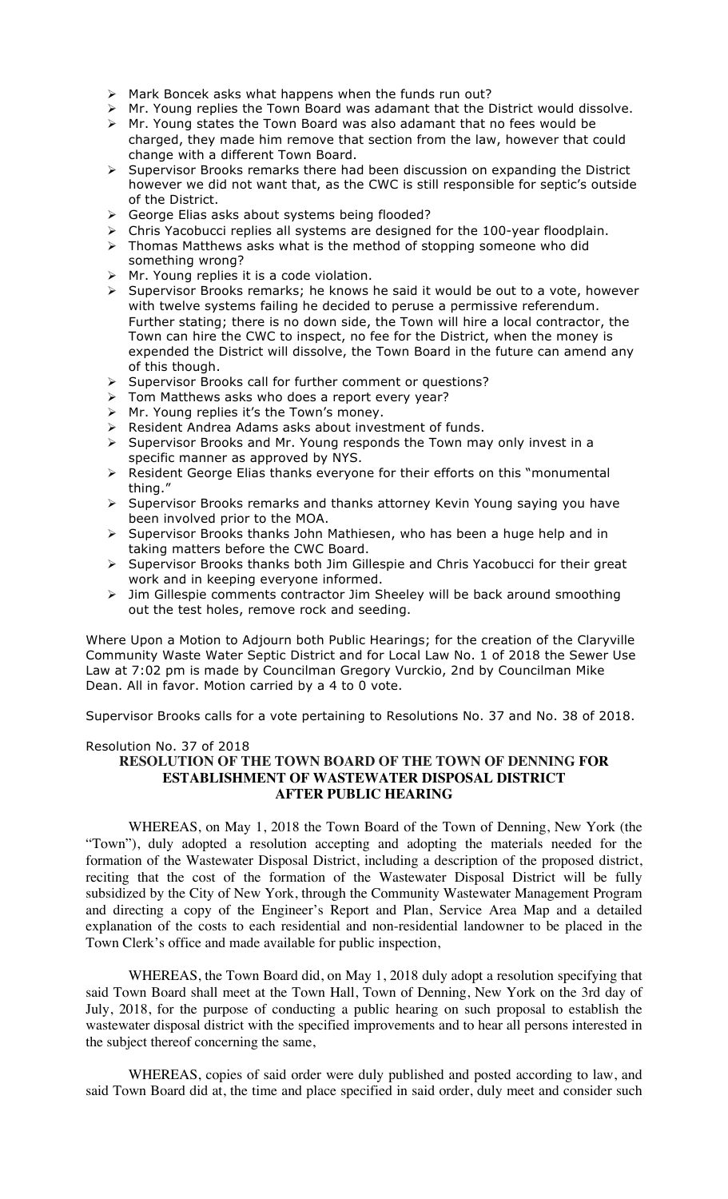- Mark Boncek asks what happens when the funds run out?
- Mr. Young replies the Town Board was adamant that the District would dissolve.
- Mr. Young states the Town Board was also adamant that no fees would be charged, they made him remove that section from the law, however that could change with a different Town Board.
- Supervisor Brooks remarks there had been discussion on expanding the District however we did not want that, as the CWC is still responsible for septic's outside of the District.
- George Elias asks about systems being flooded?
- Chris Yacobucci replies all systems are designed for the 100-year floodplain.
- Thomas Matthews asks what is the method of stopping someone who did something wrong?
- Mr. Young replies it is a code violation.
- Supervisor Brooks remarks; he knows he said it would be out to a vote, however with twelve systems failing he decided to peruse a permissive referendum. Further stating; there is no down side, the Town will hire a local contractor, the Town can hire the CWC to inspect, no fee for the District, when the money is expended the District will dissolve, the Town Board in the future can amend any of this though.
- Supervisor Brooks call for further comment or questions?
- Tom Matthews asks who does a report every year?
- Mr. Young replies it's the Town's money.
- Resident Andrea Adams asks about investment of funds.
- Supervisor Brooks and Mr. Young responds the Town may only invest in a specific manner as approved by NYS.
- Resident George Elias thanks everyone for their efforts on this "monumental thing."
- Supervisor Brooks remarks and thanks attorney Kevin Young saying you have been involved prior to the MOA.
- Supervisor Brooks thanks John Mathiesen, who has been a huge help and in taking matters before the CWC Board.
- Supervisor Brooks thanks both Jim Gillespie and Chris Yacobucci for their great work and in keeping everyone informed.
- Jim Gillespie comments contractor Jim Sheeley will be back around smoothing out the test holes, remove rock and seeding.

Where Upon a Motion to Adjourn both Public Hearings; for the creation of the Claryville Community Waste Water Septic District and for Local Law No. 1 of 2018 the Sewer Use Law at 7:02 pm is made by Councilman Gregory Vurckio, 2nd by Councilman Mike Dean. All in favor. Motion carried by a 4 to 0 vote.

Supervisor Brooks calls for a vote pertaining to Resolutions No. 37 and No. 38 of 2018.

Resolution No. 37 of 2018

**RESOLUTION OF THE TOWN BOARD OF THE TOWN OF DENNING FOR ESTABLISHMENT OF WASTEWATER DISPOSAL DISTRICT AFTER PUBLIC HEARING**

WHEREAS, on May 1, 2018 the Town Board of the Town of Denning, New York (the "Town"), duly adopted a resolution accepting and adopting the materials needed for the formation of the Wastewater Disposal District, including a description of the proposed district, reciting that the cost of the formation of the Wastewater Disposal District will be fully subsidized by the City of New York, through the Community Wastewater Management Program and directing a copy of the Engineer's Report and Plan, Service Area Map and a detailed explanation of the costs to each residential and non-residential landowner to be placed in the Town Clerk's office and made available for public inspection,

WHEREAS, the Town Board did, on May 1, 2018 duly adopt a resolution specifying that said Town Board shall meet at the Town Hall, Town of Denning, New York on the 3rd day of July, 2018, for the purpose of conducting a public hearing on such proposal to establish the wastewater disposal district with the specified improvements and to hear all persons interested in the subject thereof concerning the same,

WHEREAS, copies of said order were duly published and posted according to law, and said Town Board did at, the time and place specified in said order, duly meet and consider such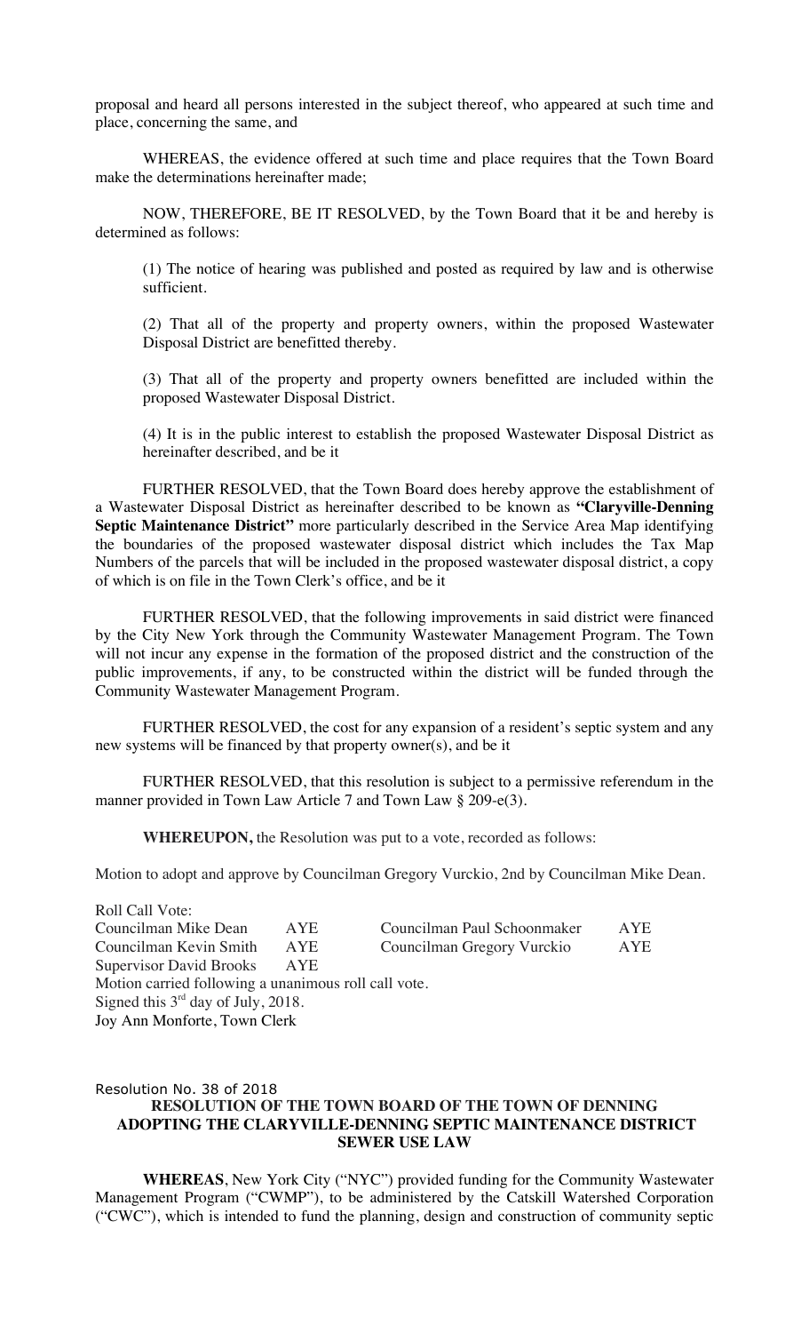proposal and heard all persons interested in the subject thereof, who appeared at such time and place, concerning the same, and

WHEREAS, the evidence offered at such time and place requires that the Town Board make the determinations hereinafter made;

NOW, THEREFORE, BE IT RESOLVED, by the Town Board that it be and hereby is determined as follows:

(1) The notice of hearing was published and posted as required by law and is otherwise sufficient.

(2) That all of the property and property owners, within the proposed Wastewater Disposal District are benefitted thereby.

(3) That all of the property and property owners benefitted are included within the proposed Wastewater Disposal District.

(4) It is in the public interest to establish the proposed Wastewater Disposal District as hereinafter described, and be it

FURTHER RESOLVED, that the Town Board does hereby approve the establishment of a Wastewater Disposal District as hereinafter described to be known as **"Claryville-Denning Septic Maintenance District"** more particularly described in the Service Area Map identifying the boundaries of the proposed wastewater disposal district which includes the Tax Map Numbers of the parcels that will be included in the proposed wastewater disposal district, a copy of which is on file in the Town Clerk's office, and be it

FURTHER RESOLVED, that the following improvements in said district were financed by the City New York through the Community Wastewater Management Program. The Town will not incur any expense in the formation of the proposed district and the construction of the public improvements, if any, to be constructed within the district will be funded through the Community Wastewater Management Program.

FURTHER RESOLVED, the cost for any expansion of a resident's septic system and any new systems will be financed by that property owner(s), and be it

FURTHER RESOLVED, that this resolution is subject to a permissive referendum in the manner provided in Town Law Article 7 and Town Law § 209-e(3).

**WHEREUPON,** the Resolution was put to a vote, recorded as follows:

Motion to adopt and approve by Councilman Gregory Vurckio, 2nd by Councilman Mike Dean.

Roll Call Vote:

| | | | |
|---|---|---|---|
| Councilman Mike Dean | AYE | Councilman Paul Schoonmaker | AYE |
| Councilman Kevin Smith | AYE | Councilman Gregory Vurckio | AYE |
| Supervisor David Brooks | AYE | | |

Motion carried following a unanimous roll call vote.
Signed this 3rd day of July, 2018.
Joy Ann Monforte, Town Clerk

Resolution No. 38 of 2018

**RESOLUTION OF THE TOWN BOARD OF THE TOWN OF DENNING ADOPTING THE CLARYVILLE-DENNING SEPTIC MAINTENANCE DISTRICT SEWER USE LAW**

**WHEREAS**, New York City ("NYC") provided funding for the Community Wastewater Management Program ("CWMP"), to be administered by the Catskill Watershed Corporation ("CWC"), which is intended to fund the planning, design and construction of community septic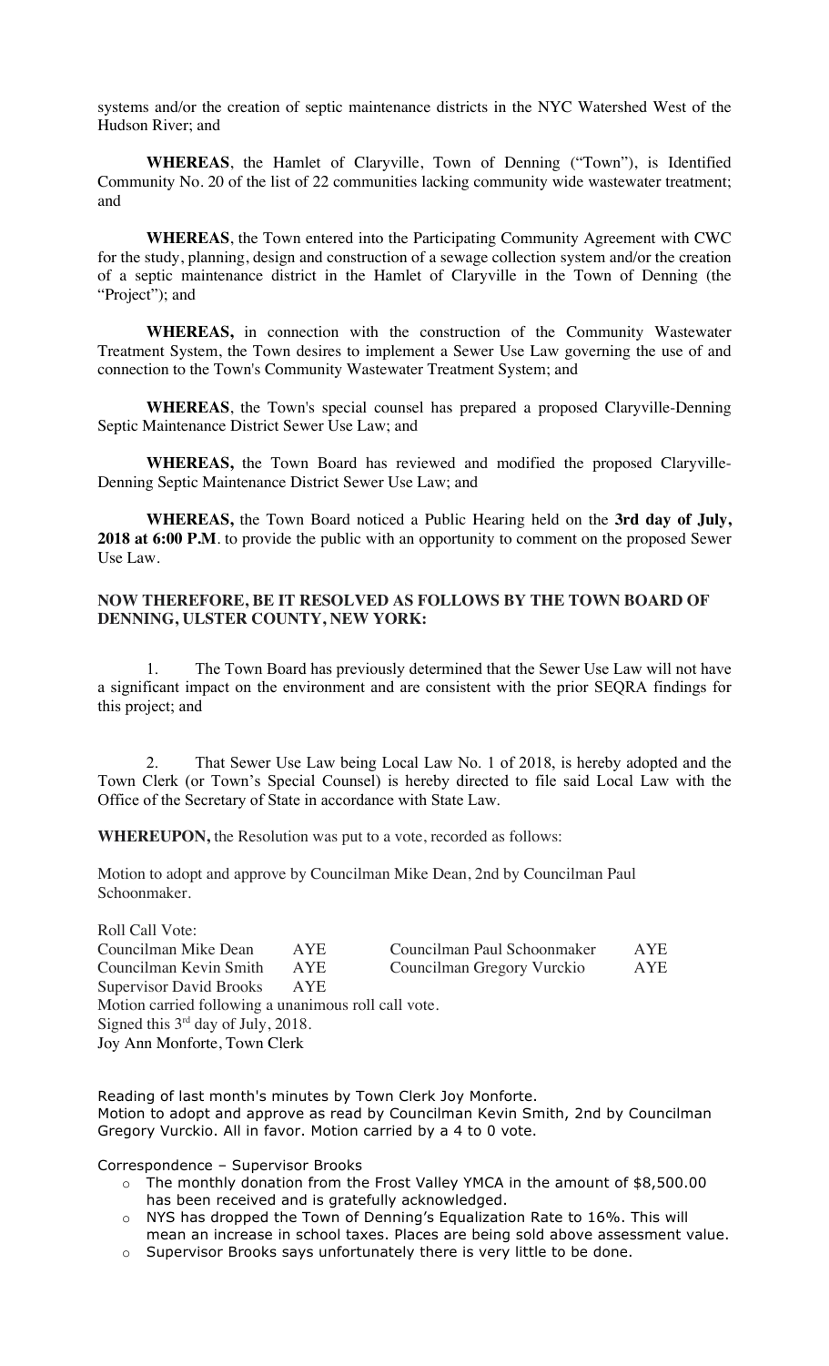systems and/or the creation of septic maintenance districts in the NYC Watershed West of the Hudson River; and

**WHEREAS**, the Hamlet of Claryville, Town of Denning ("Town"), is Identified Community No. 20 of the list of 22 communities lacking community wide wastewater treatment; and

**WHEREAS**, the Town entered into the Participating Community Agreement with CWC for the study, planning, design and construction of a sewage collection system and/or the creation of a septic maintenance district in the Hamlet of Claryville in the Town of Denning (the "Project"); and

**WHEREAS,** in connection with the construction of the Community Wastewater Treatment System, the Town desires to implement a Sewer Use Law governing the use of and connection to the Town's Community Wastewater Treatment System; and

**WHEREAS**, the Town's special counsel has prepared a proposed Claryville-Denning Septic Maintenance District Sewer Use Law; and

**WHEREAS,** the Town Board has reviewed and modified the proposed Claryville-Denning Septic Maintenance District Sewer Use Law; and

**WHEREAS,** the Town Board noticed a Public Hearing held on the **3rd day of July, 2018 at 6:00 P.M**. to provide the public with an opportunity to comment on the proposed Sewer Use Law.

**NOW THEREFORE, BE IT RESOLVED AS FOLLOWS BY THE TOWN BOARD OF DENNING, ULSTER COUNTY, NEW YORK:**

1. The Town Board has previously determined that the Sewer Use Law will not have a significant impact on the environment and are consistent with the prior SEQRA findings for this project; and

2. That Sewer Use Law being Local Law No. 1 of 2018, is hereby adopted and the Town Clerk (or Town's Special Counsel) is hereby directed to file said Local Law with the Office of the Secretary of State in accordance with State Law.

**WHEREUPON,** the Resolution was put to a vote, recorded as follows:

Motion to adopt and approve by Councilman Mike Dean, 2nd by Councilman Paul Schoonmaker.

Roll Call Vote:

| | | | |
|---|---|---|---|
| Councilman Mike Dean | AYE | Councilman Paul Schoonmaker | AYE |
| Councilman Kevin Smith | AYE | Councilman Gregory Vurckio | AYE |
| Supervisor David Brooks | AYE | | |

Motion carried following a unanimous roll call vote.
Signed this 3rd day of July, 2018.
Joy Ann Monforte, Town Clerk

Reading of last month's minutes by Town Clerk Joy Monforte.
Motion to adopt and approve as read by Councilman Kevin Smith, 2nd by Councilman Gregory Vurckio. All in favor. Motion carried by a 4 to 0 vote.

Correspondence – Supervisor Brooks

- The monthly donation from the Frost Valley YMCA in the amount of $8,500.00 has been received and is gratefully acknowledged.
- NYS has dropped the Town of Denning's Equalization Rate to 16%. This will mean an increase in school taxes. Places are being sold above assessment value.
- Supervisor Brooks says unfortunately there is very little to be done.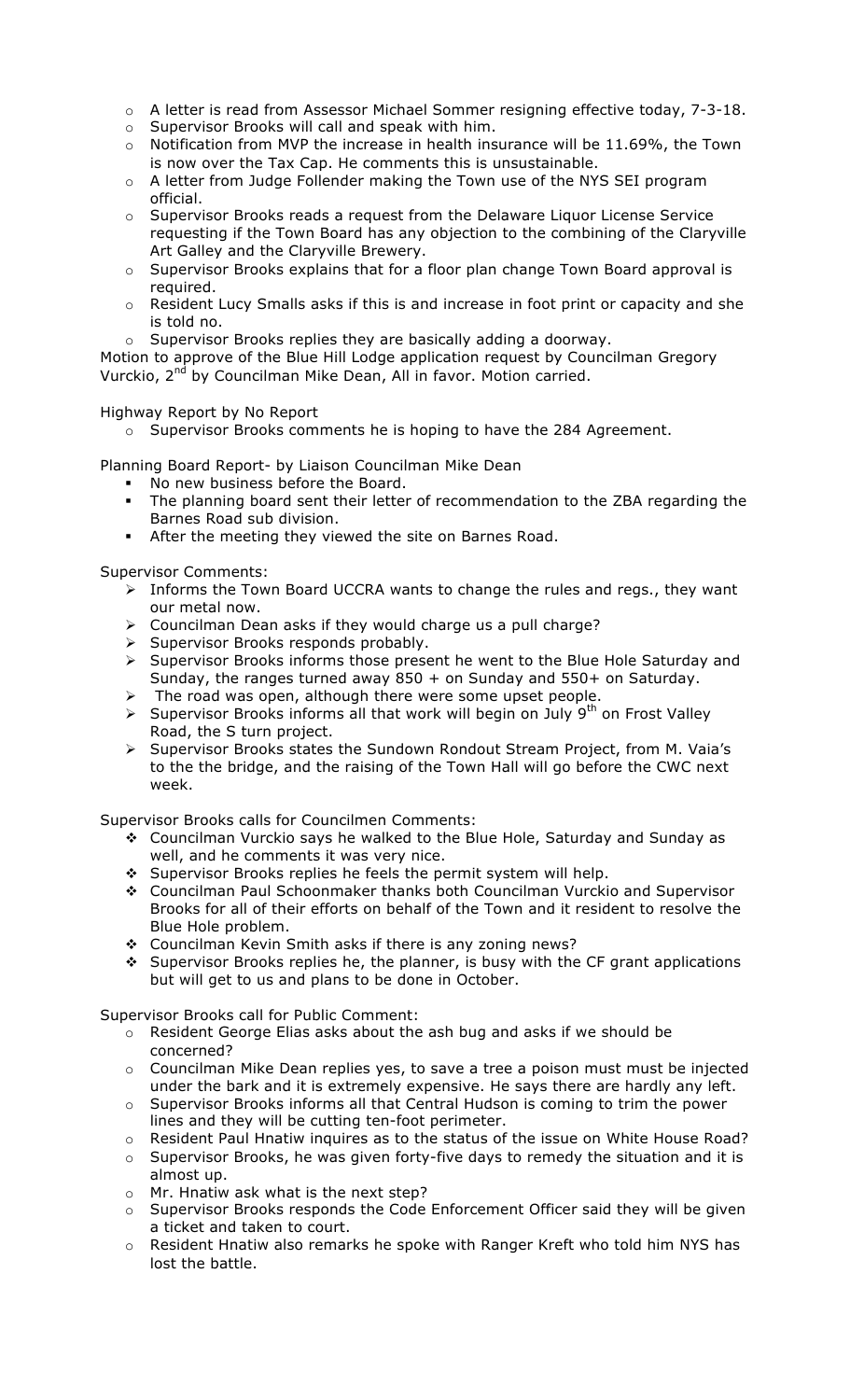- A letter is read from Assessor Michael Sommer resigning effective today, 7-3-18.
- Supervisor Brooks will call and speak with him.
- Notification from MVP the increase in health insurance will be 11.69%, the Town is now over the Tax Cap. He comments this is unsustainable.
- A letter from Judge Follender making the Town use of the NYS SEI program official.
- Supervisor Brooks reads a request from the Delaware Liquor License Service requesting if the Town Board has any objection to the combining of the Claryville Art Galley and the Claryville Brewery.
- Supervisor Brooks explains that for a floor plan change Town Board approval is required.
- Resident Lucy Smalls asks if this is and increase in foot print or capacity and she is told no.
- Supervisor Brooks replies they are basically adding a doorway.

Motion to approve of the Blue Hill Lodge application request by Councilman Gregory Vurckio, 2nd by Councilman Mike Dean, All in favor. Motion carried.

Highway Report by No Report

- Supervisor Brooks comments he is hoping to have the 284 Agreement.

Planning Board Report- by Liaison Councilman Mike Dean

- No new business before the Board.
- The planning board sent their letter of recommendation to the ZBA regarding the Barnes Road sub division.
- After the meeting they viewed the site on Barnes Road.

Supervisor Comments:

- Informs the Town Board UCCRA wants to change the rules and regs., they want our metal now.
- Councilman Dean asks if they would charge us a pull charge?
- Supervisor Brooks responds probably.
- Supervisor Brooks informs those present he went to the Blue Hole Saturday and Sunday, the ranges turned away 850 + on Sunday and 550+ on Saturday.
- The road was open, although there were some upset people.
- Supervisor Brooks informs all that work will begin on July 9th on Frost Valley Road, the S turn project.
- Supervisor Brooks states the Sundown Rondout Stream Project, from M. Vaia's to the the bridge, and the raising of the Town Hall will go before the CWC next week.

Supervisor Brooks calls for Councilmen Comments:

- Councilman Vurckio says he walked to the Blue Hole, Saturday and Sunday as well, and he comments it was very nice.
- Supervisor Brooks replies he feels the permit system will help.
- Councilman Paul Schoonmaker thanks both Councilman Vurckio and Supervisor Brooks for all of their efforts on behalf of the Town and it resident to resolve the Blue Hole problem.
- Councilman Kevin Smith asks if there is any zoning news?
- Supervisor Brooks replies he, the planner, is busy with the CF grant applications but will get to us and plans to be done in October.

Supervisor Brooks call for Public Comment:

- Resident George Elias asks about the ash bug and asks if we should be concerned?
- Councilman Mike Dean replies yes, to save a tree a poison must must be injected under the bark and it is extremely expensive. He says there are hardly any left.
- Supervisor Brooks informs all that Central Hudson is coming to trim the power lines and they will be cutting ten-foot perimeter.
- Resident Paul Hnatiw inquires as to the status of the issue on White House Road?
- Supervisor Brooks, he was given forty-five days to remedy the situation and it is almost up.
- Mr. Hnatiw ask what is the next step?
- Supervisor Brooks responds the Code Enforcement Officer said they will be given a ticket and taken to court.
- Resident Hnatiw also remarks he spoke with Ranger Kreft who told him NYS has lost the battle.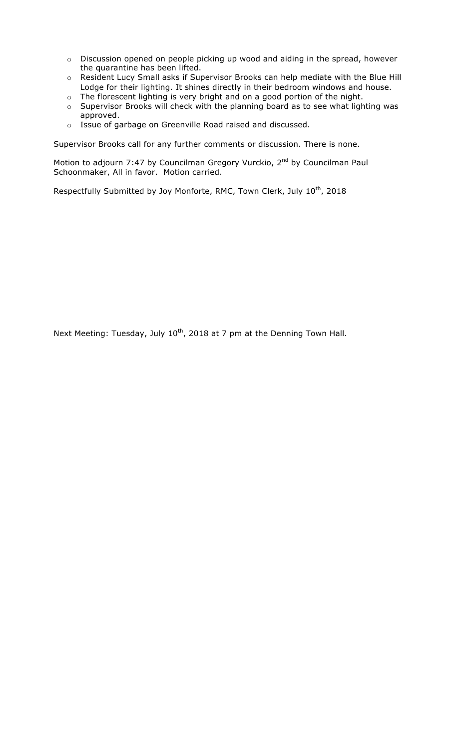- Discussion opened on people picking up wood and aiding in the spread, however the quarantine has been lifted.
- Resident Lucy Small asks if Supervisor Brooks can help mediate with the Blue Hill Lodge for their lighting. It shines directly in their bedroom windows and house.
- The florescent lighting is very bright and on a good portion of the night.
- Supervisor Brooks will check with the planning board as to see what lighting was approved.
- Issue of garbage on Greenville Road raised and discussed.

Supervisor Brooks call for any further comments or discussion. There is none.

Motion to adjourn 7:47 by Councilman Gregory Vurckio, 2nd by Councilman Paul Schoonmaker, All in favor. Motion carried.

Respectfully Submitted by Joy Monforte, RMC, Town Clerk, July 10th, 2018

Next Meeting: Tuesday, July 10th, 2018 at 7 pm at the Denning Town Hall.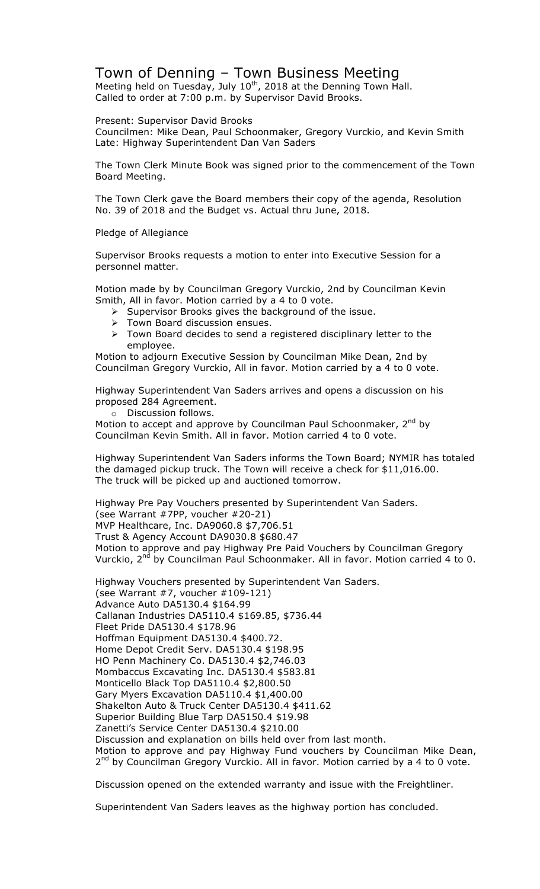# Town of Denning – Town Business Meeting

Meeting held on Tuesday, July 10th, 2018 at the Denning Town Hall.
Called to order at 7:00 p.m. by Supervisor David Brooks.

Present: Supervisor David Brooks
Councilmen: Mike Dean, Paul Schoonmaker, Gregory Vurckio, and Kevin Smith
Late: Highway Superintendent Dan Van Saders

The Town Clerk Minute Book was signed prior to the commencement of the Town Board Meeting.

The Town Clerk gave the Board members their copy of the agenda, Resolution No. 39 of 2018 and the Budget vs. Actual thru June, 2018.

Pledge of Allegiance

Supervisor Brooks requests a motion to enter into Executive Session for a personnel matter.

Motion made by by Councilman Gregory Vurckio, 2nd by Councilman Kevin Smith, All in favor. Motion carried by a 4 to 0 vote.

- Supervisor Brooks gives the background of the issue.
- Town Board discussion ensues.
- Town Board decides to send a registered disciplinary letter to the employee.

Motion to adjourn Executive Session by Councilman Mike Dean, 2nd by Councilman Gregory Vurckio, All in favor. Motion carried by a 4 to 0 vote.

Highway Superintendent Van Saders arrives and opens a discussion on his proposed 284 Agreement.

- Discussion follows.

Motion to accept and approve by Councilman Paul Schoonmaker, 2nd by Councilman Kevin Smith. All in favor. Motion carried 4 to 0 vote.

Highway Superintendent Van Saders informs the Town Board; NYMIR has totaled the damaged pickup truck. The Town will receive a check for $11,016.00. The truck will be picked up and auctioned tomorrow.

Highway Pre Pay Vouchers presented by Superintendent Van Saders.
(see Warrant #7PP, voucher #20-21)
MVP Healthcare, Inc. DA9060.8 $7,706.51
Trust & Agency Account DA9030.8 $680.47
Motion to approve and pay Highway Pre Paid Vouchers by Councilman Gregory Vurckio, 2nd by Councilman Paul Schoonmaker. All in favor. Motion carried 4 to 0.

Highway Vouchers presented by Superintendent Van Saders.
(see Warrant #7, voucher #109-121)
Advance Auto DA5130.4 $164.99
Callanan Industries DA5110.4 $169.85, $736.44
Fleet Pride DA5130.4 $178.96
Hoffman Equipment DA5130.4 $400.72.
Home Depot Credit Serv. DA5130.4 $198.95
HO Penn Machinery Co. DA5130.4 $2,746.03
Mombaccus Excavating Inc. DA5130.4 $583.81
Monticello Black Top DA5110.4 $2,800.50
Gary Myers Excavation DA5110.4 $1,400.00
Shakelton Auto & Truck Center DA5130.4 $411.62
Superior Building Blue Tarp DA5150.4 $19.98
Zanetti's Service Center DA5130.4 $210.00
Discussion and explanation on bills held over from last month.
Motion to approve and pay Highway Fund vouchers by Councilman Mike Dean, 2nd by Councilman Gregory Vurckio. All in favor. Motion carried by a 4 to 0 vote.

Discussion opened on the extended warranty and issue with the Freightliner.

Superintendent Van Saders leaves as the highway portion has concluded.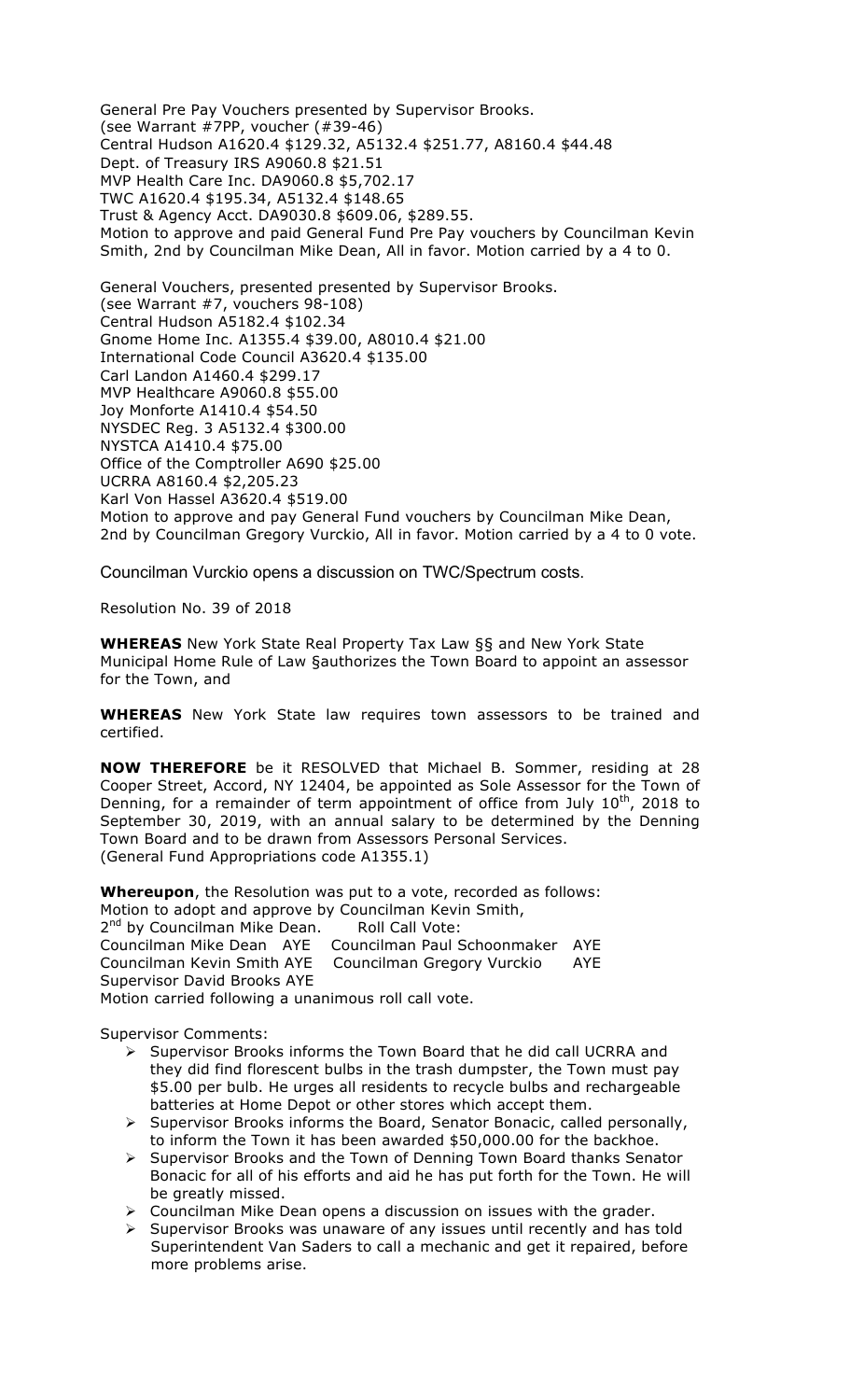General Pre Pay Vouchers presented by Supervisor Brooks.
(see Warrant #7PP, voucher (#39-46)
Central Hudson A1620.4 $129.32, A5132.4 $251.77, A8160.4 $44.48
Dept. of Treasury IRS A9060.8 $21.51
MVP Health Care Inc. DA9060.8 $5,702.17
TWC A1620.4 $195.34, A5132.4 $148.65
Trust & Agency Acct. DA9030.8 $609.06, $289.55.
Motion to approve and paid General Fund Pre Pay vouchers by Councilman Kevin Smith, 2nd by Councilman Mike Dean, All in favor. Motion carried by a 4 to 0.

General Vouchers, presented presented by Supervisor Brooks.
(see Warrant #7, vouchers 98-108)
Central Hudson A5182.4 $102.34
Gnome Home Inc. A1355.4 $39.00, A8010.4 $21.00
International Code Council A3620.4 $135.00
Carl Landon A1460.4 $299.17
MVP Healthcare A9060.8 $55.00
Joy Monforte A1410.4 $54.50
NYSDEC Reg. 3 A5132.4 $300.00
NYSTCA A1410.4 $75.00
Office of the Comptroller A690 $25.00
UCRRA A8160.4 $2,205.23
Karl Von Hassel A3620.4 $519.00
Motion to approve and pay General Fund vouchers by Councilman Mike Dean, 2nd by Councilman Gregory Vurckio, All in favor. Motion carried by a 4 to 0 vote.

Councilman Vurckio opens a discussion on TWC/Spectrum costs.

Resolution No. 39 of 2018

**WHEREAS** New York State Real Property Tax Law §§ and New York State Municipal Home Rule of Law §authorizes the Town Board to appoint an assessor for the Town, and

**WHEREAS** New York State law requires town assessors to be trained and certified.

**NOW THEREFORE** be it RESOLVED that Michael B. Sommer, residing at 28 Cooper Street, Accord, NY 12404, be appointed as Sole Assessor for the Town of Denning, for a remainder of term appointment of office from July 10th, 2018 to September 30, 2019, with an annual salary to be determined by the Denning Town Board and to be drawn from Assessors Personal Services.
(General Fund Appropriations code A1355.1)

**Whereupon**, the Resolution was put to a vote, recorded as follows:
Motion to adopt and approve by Councilman Kevin Smith,
2nd by Councilman Mike Dean. Roll Call Vote:
Councilman Mike Dean AYE Councilman Paul Schoonmaker AYE
Councilman Kevin Smith AYE Councilman Gregory Vurckio AYE
Supervisor David Brooks AYE
Motion carried following a unanimous roll call vote.

Supervisor Comments:

- Supervisor Brooks informs the Town Board that he did call UCRRA and they did find florescent bulbs in the trash dumpster, the Town must pay $5.00 per bulb. He urges all residents to recycle bulbs and rechargeable batteries at Home Depot or other stores which accept them.
- Supervisor Brooks informs the Board, Senator Bonacic, called personally, to inform the Town it has been awarded $50,000.00 for the backhoe.
- Supervisor Brooks and the Town of Denning Town Board thanks Senator Bonacic for all of his efforts and aid he has put forth for the Town. He will be greatly missed.
- Councilman Mike Dean opens a discussion on issues with the grader.
- Supervisor Brooks was unaware of any issues until recently and has told Superintendent Van Saders to call a mechanic and get it repaired, before more problems arise.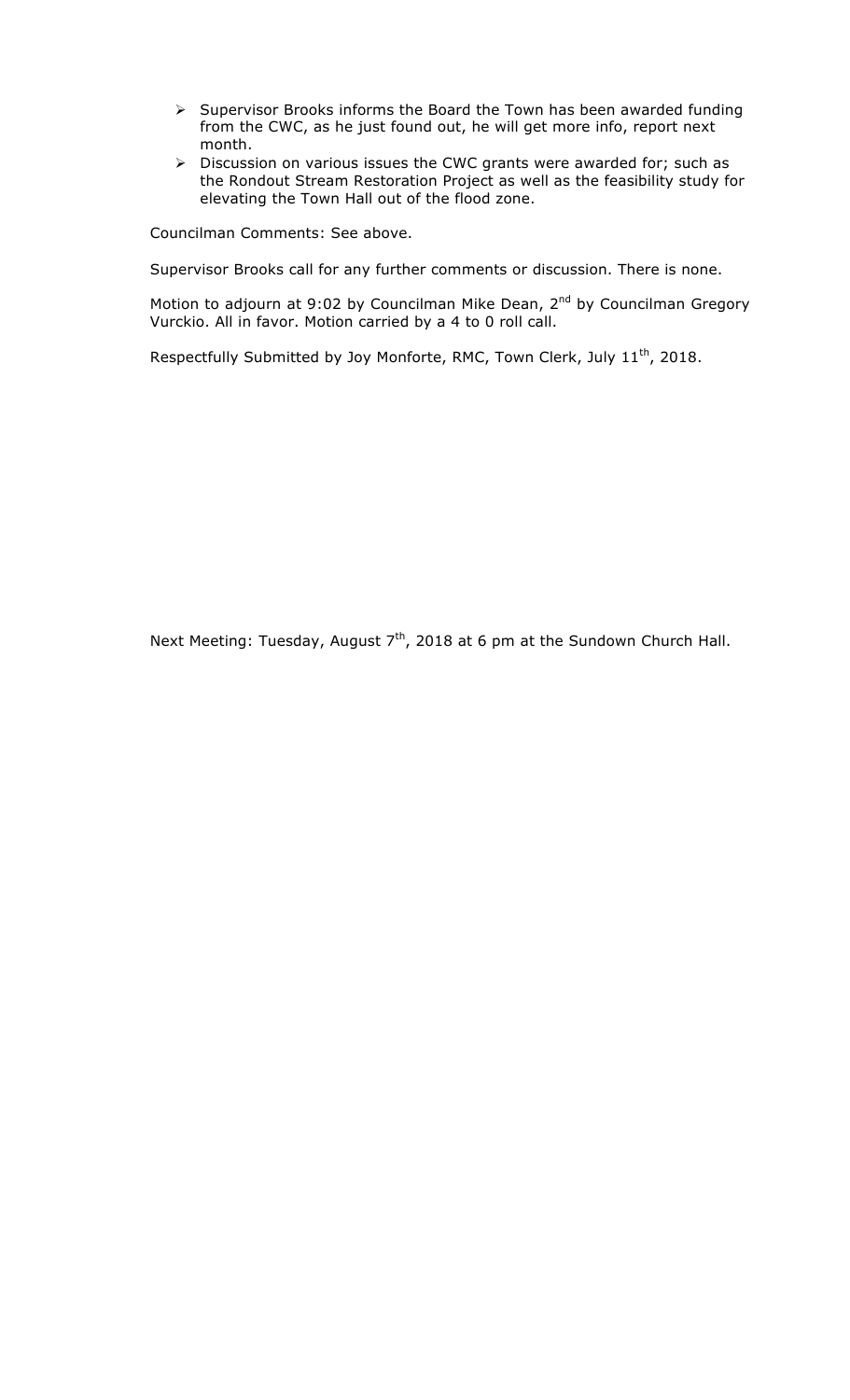- Supervisor Brooks informs the Board the Town has been awarded funding from the CWC, as he just found out, he will get more info, report next month.
- Discussion on various issues the CWC grants were awarded for; such as the Rondout Stream Restoration Project as well as the feasibility study for elevating the Town Hall out of the flood zone.

Councilman Comments: See above.

Supervisor Brooks call for any further comments or discussion. There is none.

Motion to adjourn at 9:02 by Councilman Mike Dean, 2nd by Councilman Gregory Vurckio. All in favor. Motion carried by a 4 to 0 roll call.

Respectfully Submitted by Joy Monforte, RMC, Town Clerk, July 11th, 2018.

Next Meeting: Tuesday, August 7th, 2018 at 6 pm at the Sundown Church Hall.